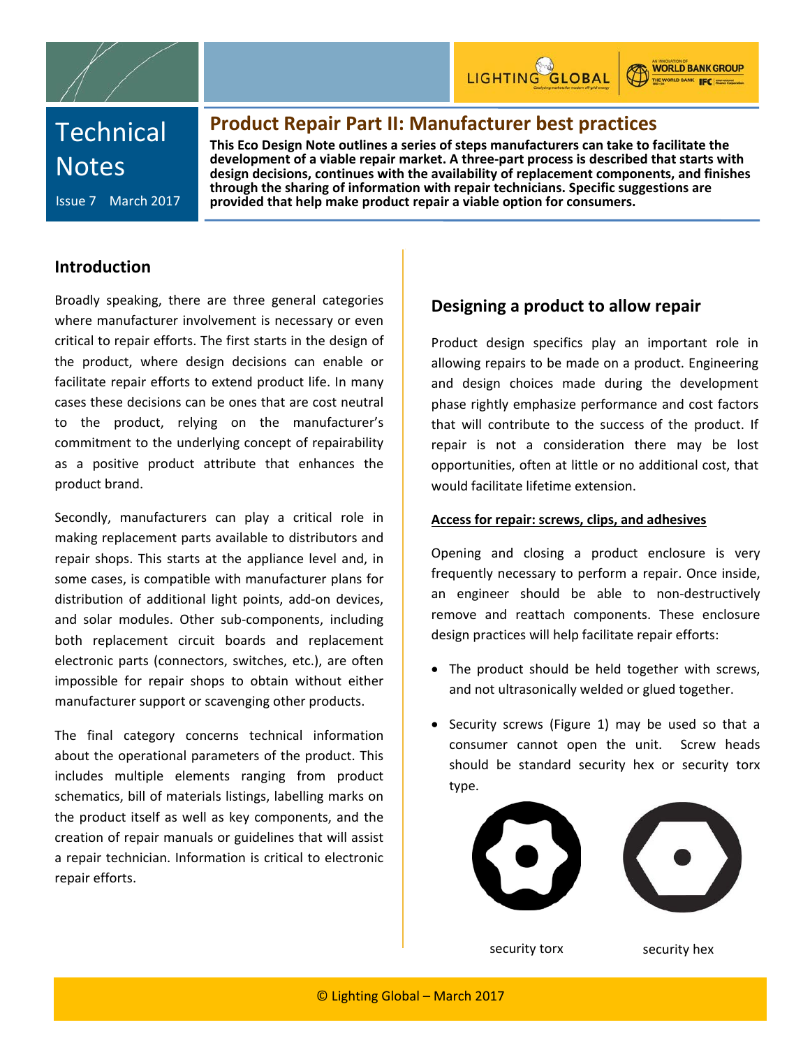Technical Notes

Issue 7 March 2017

# Product Repair Part II: Manufacturer best practices

**This Eco Design Note outlines a series of steps manufacturers can take to facilitate the development of a viable repair market. A three-part process is described that starts with design decisions, continues with the availability of replacement components, and finishes through the sharing of information with repair technicians. Specific suggestions are provided that help make product repair a viable option for consumers.**

## Introduction

Broadly speaking, there are three general categories where manufacturer involvement is necessary or even critical to repair efforts. The first starts in the design of the product, where design decisions can enable or facilitate repair efforts to extend product life. In many cases these decisions can be ones that are cost neutral to the product, relying on the manufacturer's commitment to the underlying concept of repairability as a positive product attribute that enhances the product brand.

Secondly, manufacturers can play a critical role in making replacement parts available to distributors and repair shops. This starts at the appliance level and, in some cases, is compatible with manufacturer plans for distribution of additional light points, add-on devices, and solar modules. Other sub-components, including both replacement circuit boards and replacement electronic parts (connectors, switches, etc.), are often impossible for repair shops to obtain without either manufacturer support or scavenging other products.

The final category concerns technical information about the operational parameters of the product. This includes multiple elements ranging from product schematics, bill of materials listings, labelling marks on the product itself as well as key components, and the creation of repair manuals or guidelines that will assist a repair technician. Information is critical to electronic repair efforts.

## Designing a product to allow repair

Product design specifics play an important role in allowing repairs to be made on a product. Engineering and design choices made during the development phase rightly emphasize performance and cost factors that will contribute to the success of the product. If repair is not a consideration there may be lost opportunities, often at little or no additional cost, that would facilitate lifetime extension.

### Access for repair: screws, clips, and adhesives

Opening and closing a product enclosure is very frequently necessary to perform a repair. Once inside, an engineer should be able to non-destructively remove and reattach components. These enclosure design practices will help facilitate repair efforts:

- The product should be held together with screws, and not ultrasonically welded or glued together.
- Security screws (Figure 1) may be used so that a consumer cannot open the unit. Screw heads should be standard security hex or security torx type.

security torx

security hex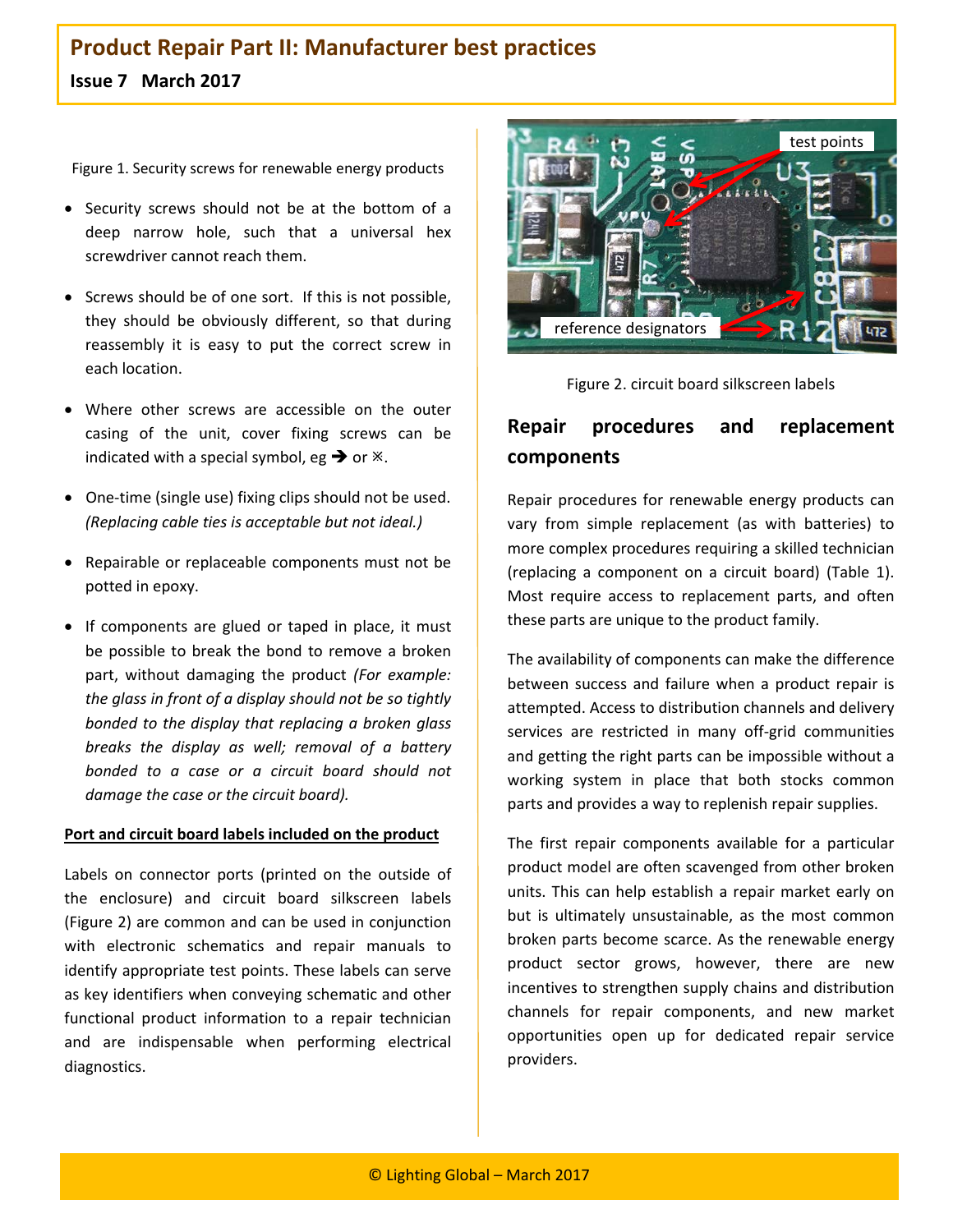Figure 1. Security screws for renewable energy products

- Security screws should not be at the bottom of a deep narrow hole, such that a universal hex screwdriver cannot reach them.
- Screws should be of one sort. If this is not possible, they should be obviously different, so that during reassembly it is easy to put the correct screw in each location.
- Where other screws are accessible on the outer casing of the unit, cover fixing screws can be indicated with a special symbol, eg ➔ or ※.
- One-time (single use) fixing clips should not be used. *(Replacing cable ties is acceptable but not ideal.)*
- Repairable or replaceable components must not be potted in epoxy.
- If components are glued or taped in place, it must be possible to break the bond to remove a broken part, without damaging the product *(For example: the glass in front of a display should not be so tightly bonded to the display that replacing a broken glass breaks the display as well; removal of a battery bonded to a case or a circuit board should not damage the case or the circuit board).*

**Port and circuit board labels included on the product**

Labels on connector ports (printed on the outside of the enclosure) and circuit board silkscreen labels (Figure 2) are common and can be used in conjunction with electronic schematics and repair manuals to identify appropriate test points. These labels can serve as key identifiers when conveying schematic and other functional product information to a repair technician and are indispensable when performing electrical diagnostics.

Figure 2. circuit board silkscreen labels

## Repair procedures and replacement components

Repair procedures for renewable energy products can vary from simple replacement (as with batteries) to more complex procedures requiring a skilled technician (replacing a component on a circuit board) (Table 1). Most require access to replacement parts, and often these parts are unique to the product family.

The availability of components can make the difference between success and failure when a product repair is attempted. Access to distribution channels and delivery services are restricted in many off-grid communities and getting the right parts can be impossible without a working system in place that both stocks common parts and provides a way to replenish repair supplies.

The first repair components available for a particular product model are often scavenged from other broken units. This can help establish a repair market early on but is ultimately unsustainable, as the most common broken parts become scarce. As the renewable energy product sector grows, however, there are new incentives to strengthen supply chains and distribution channels for repair components, and new market opportunities open up for dedicated repair service providers.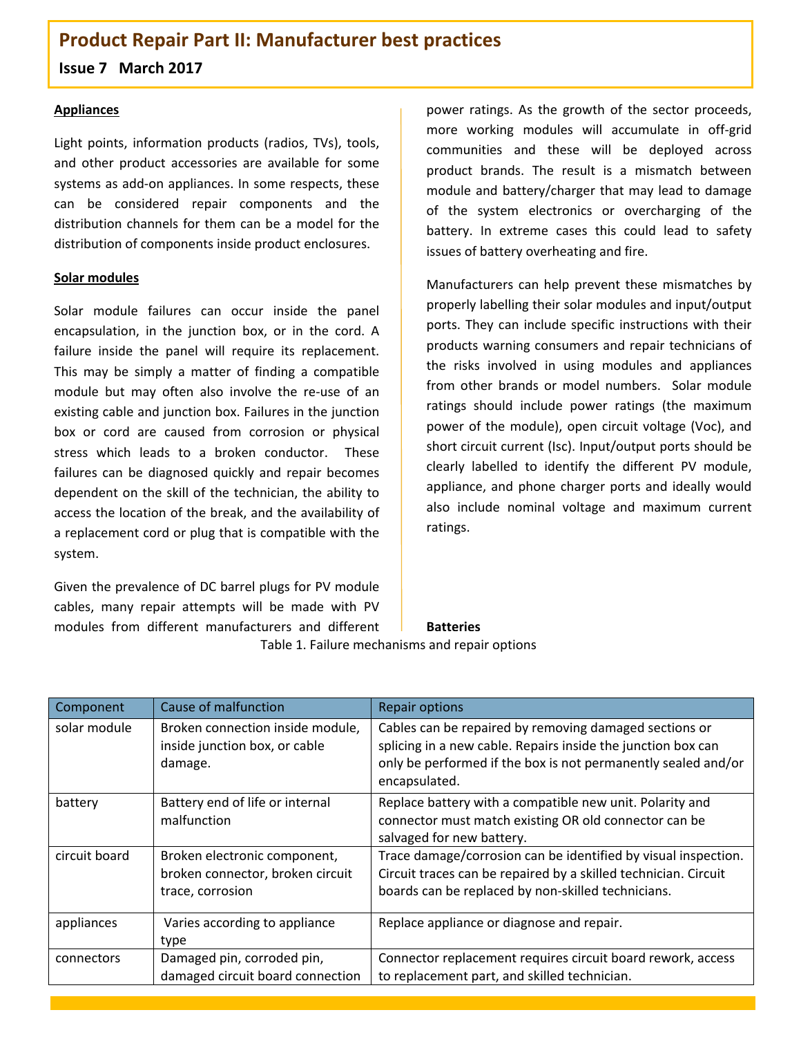# Product Repair Part II: Manufacturer best practices

## Issue 7 March 2017

### Appliances

Light points, information products (radios, TVs), tools, and other product accessories are available for some systems as add-on appliances. In some respects, these can be considered repair components and the distribution channels for them can be a model for the distribution of components inside product enclosures.

### Solar modules

Solar module failures can occur inside the panel encapsulation, in the junction box, or in the cord. A failure inside the panel will require its replacement. This may be simply a matter of finding a compatible module but may often also involve the re-use of an existing cable and junction box. Failures in the junction box or cord are caused from corrosion or physical stress which leads to a broken conductor. These failures can be diagnosed quickly and repair becomes dependent on the skill of the technician, the ability to access the location of the break, and the availability of a replacement cord or plug that is compatible with the system.

Given the prevalence of DC barrel plugs for PV module cables, many repair attempts will be made with PV modules from different manufacturers and different power ratings. As the growth of the sector proceeds, more working modules will accumulate in off-grid communities and these will be deployed across product brands. The result is a mismatch between module and battery/charger that may lead to damage of the system electronics or overcharging of the battery. In extreme cases this could lead to safety issues of battery overheating and fire.

Manufacturers can help prevent these mismatches by properly labelling their solar modules and input/output ports. They can include specific instructions with their products warning consumers and repair technicians of the risks involved in using modules and appliances from other brands or model numbers. Solar module ratings should include power ratings (the maximum power of the module), open circuit voltage (Voc), and short circuit current (Isc). Input/output ports should be clearly labelled to identify the different PV module, appliance, and phone charger ports and ideally would also include nominal voltage and maximum current ratings.

### Batteries

Table 1. Failure mechanisms and repair options

| Component | Cause of malfunction | Repair options |
|---|---|---|
| solar module | Broken connection inside module, inside junction box, or cable damage. | Cables can be repaired by removing damaged sections or splicing in a new cable. Repairs inside the junction box can only be performed if the box is not permanently sealed and/or encapsulated. |
| battery | Battery end of life or internal malfunction | Replace battery with a compatible new unit. Polarity and connector must match existing OR old connector can be salvaged for new battery. |
| circuit board | Broken electronic component, broken connector, broken circuit trace, corrosion | Trace damage/corrosion can be identified by visual inspection. Circuit traces can be repaired by a skilled technician. Circuit boards can be replaced by non-skilled technicians. |
| appliances | Varies according to appliance type | Replace appliance or diagnose and repair. |
| connectors | Damaged pin, corroded pin, damaged circuit board connection | Connector replacement requires circuit board rework, access to replacement part, and skilled technician. |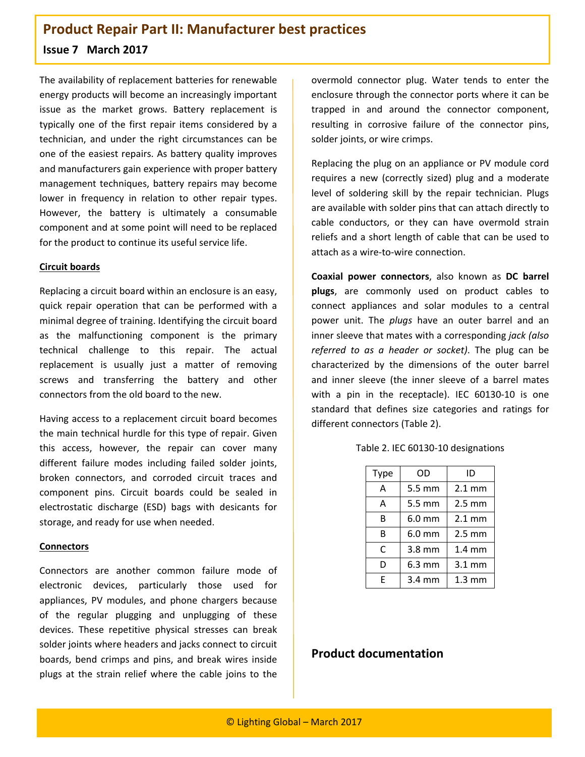The availability of replacement batteries for renewable energy products will become an increasingly important issue as the market grows. Battery replacement is typically one of the first repair items considered by a technician, and under the right circumstances can be one of the easiest repairs. As battery quality improves and manufacturers gain experience with proper battery management techniques, battery repairs may become lower in frequency in relation to other repair types. However, the battery is ultimately a consumable component and at some point will need to be replaced for the product to continue its useful service life.

## Circuit boards

Replacing a circuit board within an enclosure is an easy, quick repair operation that can be performed with a minimal degree of training. Identifying the circuit board as the malfunctioning component is the primary technical challenge to this repair. The actual replacement is usually just a matter of removing screws and transferring the battery and other connectors from the old board to the new.

Having access to a replacement circuit board becomes the main technical hurdle for this type of repair. Given this access, however, the repair can cover many different failure modes including failed solder joints, broken connectors, and corroded circuit traces and component pins. Circuit boards could be sealed in electrostatic discharge (ESD) bags with desicants for storage, and ready for use when needed.

## Connectors

Connectors are another common failure mode of electronic devices, particularly those used for appliances, PV modules, and phone chargers because of the regular plugging and unplugging of these devices. These repetitive physical stresses can break solder joints where headers and jacks connect to circuit boards, bend crimps and pins, and break wires inside plugs at the strain relief where the cable joins to the overmold connector plug. Water tends to enter the enclosure through the connector ports where it can be trapped in and around the connector component, resulting in corrosive failure of the connector pins, solder joints, or wire crimps.

Replacing the plug on an appliance or PV module cord requires a new (correctly sized) plug and a moderate level of soldering skill by the repair technician. Plugs are available with solder pins that can attach directly to cable conductors, or they can have overmold strain reliefs and a short length of cable that can be used to attach as a wire-to-wire connection.

**Coaxial power connectors**, also known as **DC barrel plugs**, are commonly used on product cables to connect appliances and solar modules to a central power unit. The *plugs* have an outer barrel and an inner sleeve that mates with a corresponding *jack (also referred to as a header or socket)*. The plug can be characterized by the dimensions of the outer barrel and inner sleeve (the inner sleeve of a barrel mates with a pin in the receptacle). IEC 60130-10 is one standard that defines size categories and ratings for different connectors (Table 2).

Table 2. IEC 60130-10 designations

| Type | OD | ID |
|---|---|---|
| A | 5.5 mm | 2.1 mm |
| A | 5.5 mm | 2.5 mm |
| B | 6.0 mm | 2.1 mm |
| B | 6.0 mm | 2.5 mm |
| C | 3.8 mm | 1.4 mm |
| D | 6.3 mm | 3.1 mm |
| E | 3.4 mm | 1.3 mm |

## Product documentation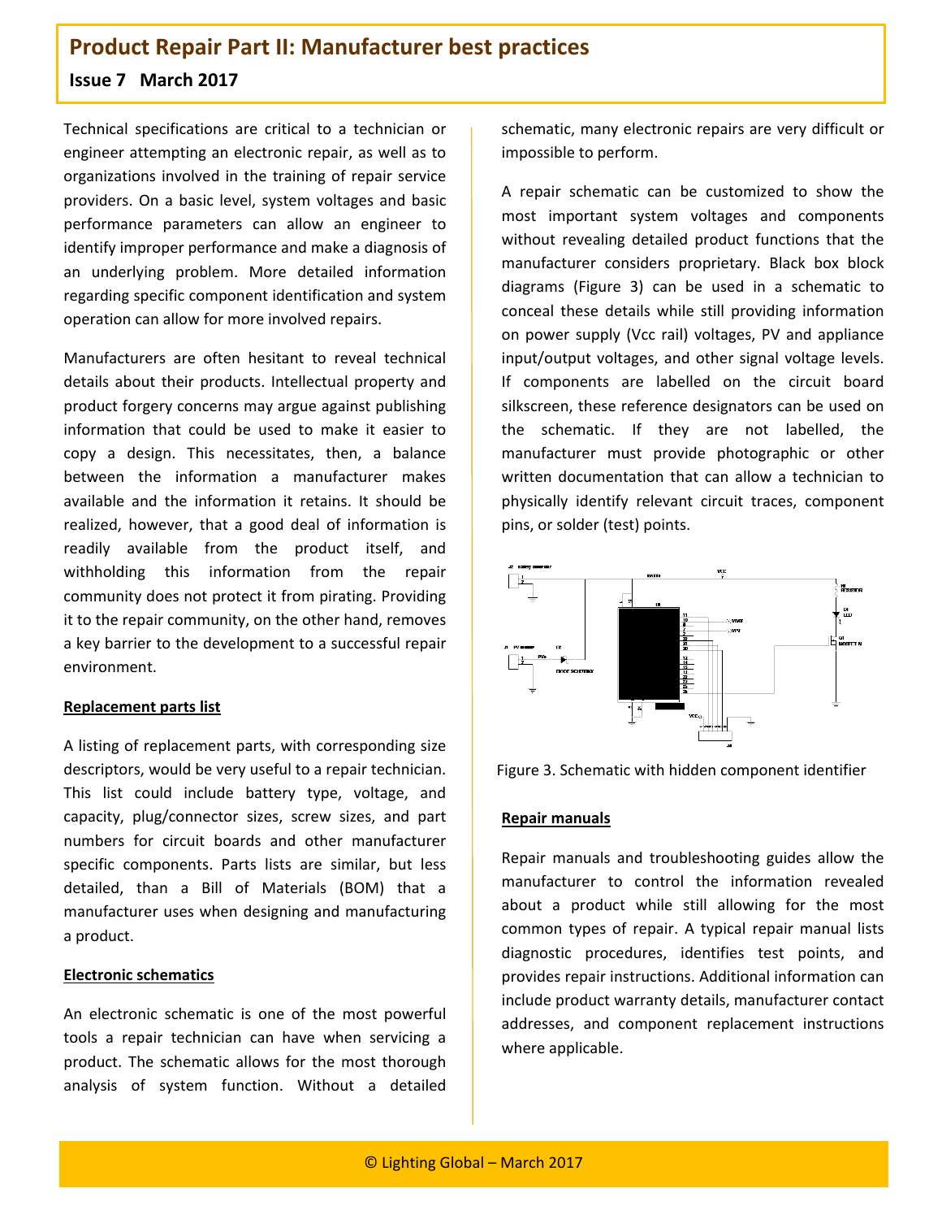# Product Repair Part II: Manufacturer best practices

## Issue 7 March 2017

Technical specifications are critical to a technician or engineer attempting an electronic repair, as well as to organizations involved in the training of repair service providers. On a basic level, system voltages and basic performance parameters can allow an engineer to identify improper performance and make a diagnosis of an underlying problem. More detailed information regarding specific component identification and system operation can allow for more involved repairs.

Manufacturers are often hesitant to reveal technical details about their products. Intellectual property and product forgery concerns may argue against publishing information that could be used to make it easier to copy a design. This necessitates, then, a balance between the information a manufacturer makes available and the information it retains. It should be realized, however, that a good deal of information is readily available from the product itself, and withholding this information from the repair community does not protect it from pirating. Providing it to the repair community, on the other hand, removes a key barrier to the development to a successful repair environment.

**Replacement parts list**

A listing of replacement parts, with corresponding size descriptors, would be very useful to a repair technician. This list could include battery type, voltage, and capacity, plug/connector sizes, screw sizes, and part numbers for circuit boards and other manufacturer specific components. Parts lists are similar, but less detailed, than a Bill of Materials (BOM) that a manufacturer uses when designing and manufacturing a product.

**Electronic schematics**

An electronic schematic is one of the most powerful tools a repair technician can have when servicing a product. The schematic allows for the most thorough analysis of system function. Without a detailed schematic, many electronic repairs are very difficult or impossible to perform.

A repair schematic can be customized to show the most important system voltages and components without revealing detailed product functions that the manufacturer considers proprietary. Black box block diagrams (Figure 3) can be used in a schematic to conceal these details while still providing information on power supply (Vcc rail) voltages, PV and appliance input/output voltages, and other signal voltage levels. If components are labelled on the circuit board silkscreen, these reference designators can be used on the schematic. If they are not labelled, the manufacturer must provide photographic or other written documentation that can allow a technician to physically identify relevant circuit traces, component pins, or solder (test) points.

Figure 3. Schematic with hidden component identifier

**Repair manuals**

Repair manuals and troubleshooting guides allow the manufacturer to control the information revealed about a product while still allowing for the most common types of repair. A typical repair manual lists diagnostic procedures, identifies test points, and provides repair instructions. Additional information can include product warranty details, manufacturer contact addresses, and component replacement instructions where applicable.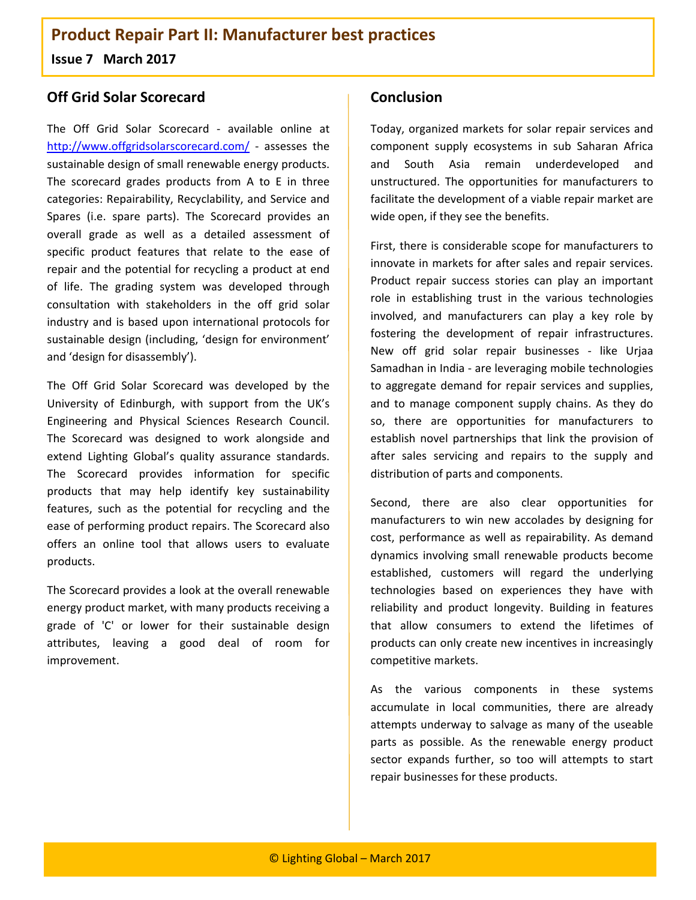## Off Grid Solar Scorecard

The Off Grid Solar Scorecard - available online at [http://www.offgridsolarscorecard.com/](http://www.offgridsolarscorecard.com/) - assesses the sustainable design of small renewable energy products. The scorecard grades products from A to E in three categories: Repairability, Recyclability, and Service and Spares (i.e. spare parts). The Scorecard provides an overall grade as well as a detailed assessment of specific product features that relate to the ease of repair and the potential for recycling a product at end of life. The grading system was developed through consultation with stakeholders in the off grid solar industry and is based upon international protocols for sustainable design (including, 'design for environment' and 'design for disassembly').

The Off Grid Solar Scorecard was developed by the University of Edinburgh, with support from the UK's Engineering and Physical Sciences Research Council. The Scorecard was designed to work alongside and extend Lighting Global's quality assurance standards. The Scorecard provides information for specific products that may help identify key sustainability features, such as the potential for recycling and the ease of performing product repairs. The Scorecard also offers an online tool that allows users to evaluate products.

The Scorecard provides a look at the overall renewable energy product market, with many products receiving a grade of 'C' or lower for their sustainable design attributes, leaving a good deal of room for improvement.

## Conclusion

Today, organized markets for solar repair services and component supply ecosystems in sub Saharan Africa and South Asia remain underdeveloped and unstructured. The opportunities for manufacturers to facilitate the development of a viable repair market are wide open, if they see the benefits.

First, there is considerable scope for manufacturers to innovate in markets for after sales and repair services. Product repair success stories can play an important role in establishing trust in the various technologies involved, and manufacturers can play a key role by fostering the development of repair infrastructures. New off grid solar repair businesses - like Urjaa Samadhan in India - are leveraging mobile technologies to aggregate demand for repair services and supplies, and to manage component supply chains. As they do so, there are opportunities for manufacturers to establish novel partnerships that link the provision of after sales servicing and repairs to the supply and distribution of parts and components.

Second, there are also clear opportunities for manufacturers to win new accolades by designing for cost, performance as well as repairability. As demand dynamics involving small renewable products become established, customers will regard the underlying technologies based on experiences they have with reliability and product longevity. Building in features that allow consumers to extend the lifetimes of products can only create new incentives in increasingly competitive markets.

As the various components in these systems accumulate in local communities, there are already attempts underway to salvage as many of the useable parts as possible. As the renewable energy product sector expands further, so too will attempts to start repair businesses for these products.